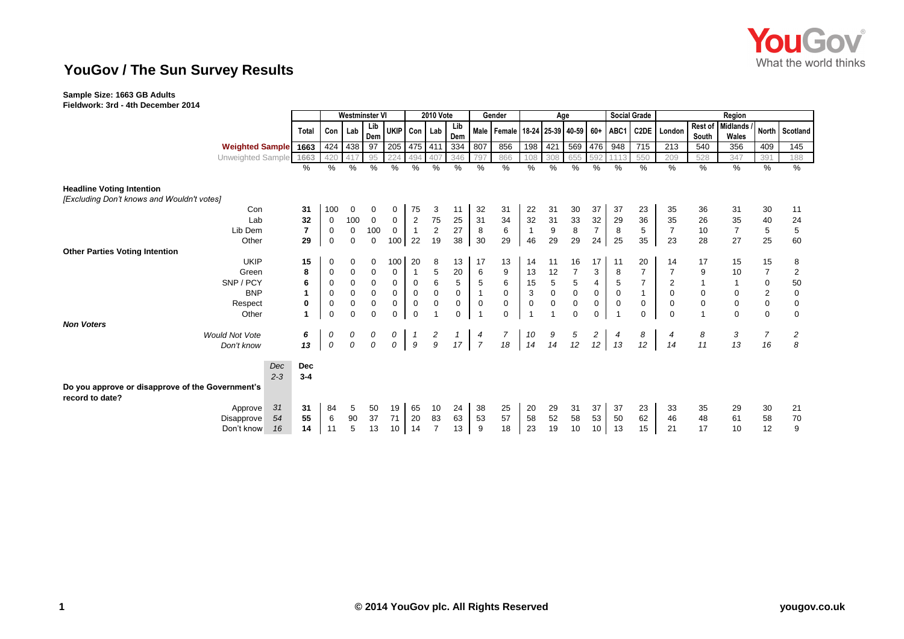# YouGov / The Sun Survey Results

**Sample Size: 1663 GB Adults**
**Fieldwork: 3rd - 4th December 2014**

| | | Total | Westminster VI | | | | 2010 Vote | | | Gender | | Age | | | | Social Grade | | Region | | | | |
|---|---|---|---|---|---|---|---|---|---|---|---|---|---|---|---|---|---|---|---|---|---|---|
| | | | Con | Lab | Lib Dem | UKIP | Con | Lab | Lib Dem | Male | Female | 18-24 | 25-39 | 40-59 | 60+ | ABC1 | C2DE | London | Rest of South | Midlands / Wales | North | Scotland |
| **Weighted Sample** | | 1663 | 424 | 438 | 97 | 205 | 475 | 411 | 334 | 807 | 856 | 198 | 421 | 569 | 476 | 948 | 715 | 213 | 540 | 356 | 409 | 145 |
| Unweighted Sample | | 1663 | 420 | 417 | 95 | 224 | 494 | 407 | 346 | 797 | 866 | 108 | 308 | 655 | 592 | 1113 | 550 | 209 | 528 | 347 | 391 | 188 |
| | | % | % | % | % | % | % | % | % | % | % | % | % | % | % | % | % | % | % | % | % | % |
| **Headline Voting Intention** | | | | | | | | | | | | | | | | | | | | | | |
| *[Excluding Don't knows and Wouldn't votes]* | | | | | | | | | | | | | | | | | | | | | | |
| Con | | 31 | 100 | 0 | 0 | 0 | 75 | 3 | 11 | 32 | 31 | 22 | 31 | 30 | 37 | 37 | 23 | 35 | 36 | 31 | 30 | 11 |
| Lab | | 32 | 0 | 100 | 0 | 0 | 2 | 75 | 25 | 31 | 34 | 32 | 31 | 33 | 32 | 29 | 36 | 35 | 26 | 35 | 40 | 24 |
| Lib Dem | | 7 | 0 | 0 | 100 | 0 | 1 | 2 | 27 | 8 | 6 | 1 | 9 | 8 | 7 | 8 | 5 | 7 | 10 | 7 | 5 | 5 |
| Other | | 29 | 0 | 0 | 0 | 100 | 22 | 19 | 38 | 30 | 29 | 46 | 29 | 29 | 24 | 25 | 35 | 23 | 28 | 27 | 25 | 60 |
| **Other Parties Voting Intention** | | | | | | | | | | | | | | | | | | | | | | |
| UKIP | | 15 | 0 | 0 | 0 | 100 | 20 | 8 | 13 | 17 | 13 | 14 | 11 | 16 | 17 | 11 | 20 | 14 | 17 | 15 | 15 | 8 |
| Green | | 8 | 0 | 0 | 0 | 0 | 1 | 5 | 20 | 6 | 9 | 13 | 12 | 7 | 3 | 8 | 7 | 7 | 9 | 10 | 7 | 2 |
| SNP / PCY | | 6 | 0 | 0 | 0 | 0 | 0 | 6 | 5 | 5 | 6 | 15 | 5 | 5 | 4 | 5 | 7 | 2 | 1 | 1 | 0 | 50 |
| BNP | | 1 | 0 | 0 | 0 | 0 | 0 | 0 | 0 | 1 | 0 | 3 | 0 | 0 | 0 | 0 | 1 | 0 | 0 | 0 | 2 | 0 |
| Respect | | 0 | 0 | 0 | 0 | 0 | 0 | 0 | 0 | 0 | 0 | 0 | 0 | 0 | 0 | 0 | 0 | 0 | 0 | 0 | 0 | 0 |
| Other | | 1 | 0 | 0 | 0 | 0 | 0 | 1 | 0 | 1 | 0 | 1 | 1 | 0 | 0 | 1 | 0 | 0 | 1 | 0 | 0 | 0 |
| ***Non Voters*** | | | | | | | | | | | | | | | | | | | | | | |
| *Would Not Vote* | | *6* | *0* | *0* | *0* | *0* | *1* | *2* | *1* | *4* | *7* | *10* | *9* | *5* | *2* | *4* | *8* | *4* | *8* | *3* | *7* | *2* |
| *Don't know* | | *13* | *0* | *0* | *0* | *0* | *9* | *9* | *17* | *7* | *18* | *14* | *14* | *12* | *12* | *13* | *12* | *14* | *11* | *13* | *16* | *8* |
| | *Dec 2-3* | **Dec 3-4** | | | | | | | | | | | | | | | | | | | | |
| **Do you approve or disapprove of the Government's record to date?** | | | | | | | | | | | | | | | | | | | | | | |
| Approve | *31* | 31 | 84 | 5 | 50 | 19 | 65 | 10 | 24 | 38 | 25 | 20 | 29 | 31 | 37 | 37 | 23 | 33 | 35 | 29 | 30 | 21 |
| Disapprove | *54* | 55 | 6 | 90 | 37 | 71 | 20 | 83 | 63 | 53 | 57 | 58 | 52 | 58 | 53 | 50 | 62 | 46 | 48 | 61 | 58 | 70 |
| Don't know | *16* | 14 | 11 | 5 | 13 | 10 | 14 | 7 | 13 | 9 | 18 | 23 | 19 | 10 | 10 | 13 | 15 | 21 | 17 | 10 | 12 | 9 |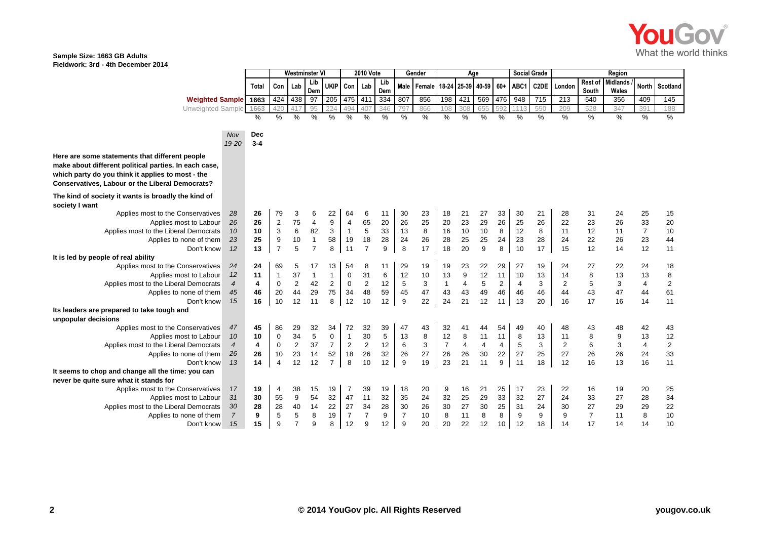**Sample Size: 1663 GB Adults**
**Fieldwork: 3rd - 4th December 2014**

| | | | Westminster VI | | | | | 2010 Vote | | | Gender | | Age | | | | Social Grade | | Region | | | | |
|---|---|---|---|---|---|---|---|---|---|---|---|---|---|---|---|---|---|---|---|---|---|---|---|
| | | Total | Con | Lab | Lib Dem | UKIP | Con | Lab | Lib Dem | Male | Female | 18-24 | 25-39 | 40-59 | 60+ | ABC1 | C2DE | London | Rest of South | Midlands / Wales | North | Scotland |
| **Weighted Sample** | | 1663 | 424 | 438 | 97 | 205 | 475 | 411 | 334 | 807 | 856 | 198 | 421 | 569 | 476 | 948 | 715 | 213 | 540 | 356 | 409 | 145 |
| Unweighted Sample | | 1663 | 420 | 417 | 95 | 224 | 494 | 407 | 346 | 797 | 866 | 108 | 308 | 655 | 592 | 1113 | 550 | 209 | 528 | 347 | 391 | 188 |
| | *Nov 19-20* | **Dec 3-4** | % | % | % | % | % | % | % | % | % | % | % | % | % | % | % | % | % | % | % | % |
| **Here are some statements that different people make about different political parties. In each case, which party do you think it applies to most - the Conservatives, Labour or the Liberal Democrats?** | | | | | | | | | | | | | | | | | | | | | | |
| **The kind of society it wants is broadly the kind of society I want** | | | | | | | | | | | | | | | | | | | | | | |
| Applies most to the Conservatives | 28 | **26** | 79 | 3 | 6 | 22 | 64 | 6 | 11 | 30 | 23 | 18 | 21 | 27 | 33 | 30 | 21 | 28 | 31 | 24 | 25 | 15 |
| Applies most to Labour | 26 | **26** | 2 | 75 | 4 | 9 | 4 | 65 | 20 | 26 | 25 | 20 | 23 | 29 | 26 | 25 | 26 | 22 | 23 | 26 | 33 | 20 |
| Applies most to the Liberal Democrats | 10 | **10** | 3 | 6 | 82 | 3 | 1 | 5 | 33 | 13 | 8 | 16 | 10 | 10 | 8 | 12 | 8 | 11 | 12 | 11 | 7 | 10 |
| Applies to none of them | 23 | **25** | 9 | 10 | 1 | 58 | 19 | 18 | 28 | 24 | 26 | 28 | 25 | 25 | 24 | 23 | 28 | 24 | 22 | 26 | 23 | 44 |
| Don't know | 12 | **13** | 7 | 5 | 7 | 8 | 11 | 7 | 9 | 8 | 17 | 18 | 20 | 9 | 8 | 10 | 17 | 15 | 12 | 14 | 12 | 11 |
| **It is led by people of real ability** | | | | | | | | | | | | | | | | | | | | | | |
| Applies most to the Conservatives | 24 | **24** | 69 | 5 | 17 | 13 | 54 | 8 | 11 | 29 | 19 | 19 | 23 | 22 | 29 | 27 | 19 | 24 | 27 | 22 | 24 | 18 |
| Applies most to Labour | 12 | **11** | 1 | 37 | 1 | 1 | 0 | 31 | 6 | 12 | 10 | 13 | 9 | 12 | 11 | 10 | 13 | 14 | 8 | 13 | 13 | 8 |
| Applies most to the Liberal Democrats | 4 | **4** | 0 | 2 | 42 | 2 | 0 | 2 | 12 | 5 | 3 | 1 | 4 | 5 | 2 | 4 | 3 | 2 | 5 | 3 | 4 | 2 |
| Applies to none of them | 45 | **46** | 20 | 44 | 29 | 75 | 34 | 48 | 59 | 45 | 47 | 43 | 43 | 49 | 46 | 46 | 46 | 44 | 43 | 47 | 44 | 61 |
| Don't know | 15 | **16** | 10 | 12 | 11 | 8 | 12 | 10 | 12 | 9 | 22 | 24 | 21 | 12 | 11 | 13 | 20 | 16 | 17 | 16 | 14 | 11 |
| **Its leaders are prepared to take tough and unpopular decisions** | | | | | | | | | | | | | | | | | | | | | | |
| Applies most to the Conservatives | 47 | **45** | 86 | 29 | 32 | 34 | 72 | 32 | 39 | 47 | 43 | 32 | 41 | 44 | 54 | 49 | 40 | 48 | 43 | 48 | 42 | 43 |
| Applies most to Labour | 10 | **10** | 0 | 34 | 5 | 0 | 1 | 30 | 5 | 13 | 8 | 12 | 8 | 11 | 11 | 8 | 13 | 11 | 8 | 9 | 13 | 12 |
| Applies most to the Liberal Democrats | 4 | **4** | 0 | 2 | 37 | 7 | 2 | 2 | 12 | 6 | 3 | 7 | 4 | 4 | 4 | 5 | 3 | 2 | 6 | 3 | 4 | 2 |
| Applies to none of them | 26 | **26** | 10 | 23 | 14 | 52 | 18 | 26 | 32 | 26 | 27 | 26 | 26 | 30 | 22 | 27 | 25 | 27 | 26 | 26 | 24 | 33 |
| Don't know | 13 | **14** | 4 | 12 | 12 | 7 | 8 | 10 | 12 | 9 | 19 | 23 | 21 | 11 | 9 | 11 | 18 | 12 | 16 | 13 | 16 | 11 |
| **It seems to chop and change all the time: you can never be quite sure what it stands for** | | | | | | | | | | | | | | | | | | | | | | |
| Applies most to the Conservatives | 17 | **19** | 4 | 38 | 15 | 19 | 7 | 39 | 19 | 18 | 20 | 9 | 16 | 21 | 25 | 17 | 23 | 22 | 16 | 19 | 20 | 25 |
| Applies most to Labour | 31 | **30** | 55 | 9 | 54 | 32 | 47 | 11 | 32 | 35 | 24 | 32 | 25 | 29 | 33 | 32 | 27 | 24 | 33 | 27 | 28 | 34 |
| Applies most to the Liberal Democrats | 30 | **28** | 28 | 40 | 14 | 22 | 27 | 34 | 28 | 30 | 26 | 30 | 27 | 30 | 25 | 31 | 24 | 30 | 27 | 29 | 29 | 22 |
| Applies to none of them | 7 | **9** | 5 | 5 | 8 | 19 | 7 | 7 | 9 | 7 | 10 | 8 | 11 | 8 | 8 | 9 | 9 | 9 | 7 | 11 | 8 | 10 |
| Don't know | 15 | **15** | 9 | 7 | 9 | 8 | 12 | 9 | 12 | 9 | 20 | 20 | 22 | 12 | 10 | 12 | 18 | 14 | 17 | 14 | 14 | 10 |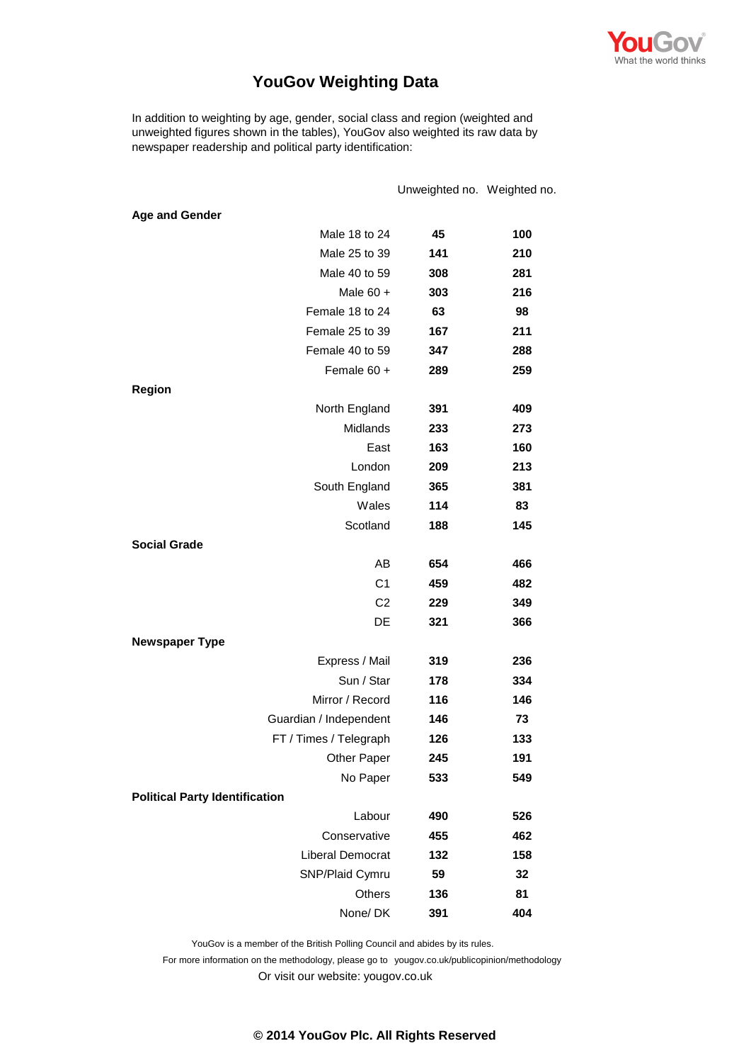# YouGov Weighting Data

In addition to weighting by age, gender, social class and region (weighted and unweighted figures shown in the tables), YouGov also weighted its raw data by newspaper readership and political party identification:

| | Unweighted no. | Weighted no. |
|---|---|---|
| **Age and Gender** | | |
| Male 18 to 24 | **45** | **100** |
| Male 25 to 39 | **141** | **210** |
| Male 40 to 59 | **308** | **281** |
| Male 60 + | **303** | **216** |
| Female 18 to 24 | **63** | **98** |
| Female 25 to 39 | **167** | **211** |
| Female 40 to 59 | **347** | **288** |
| Female 60 + | **289** | **259** |
| **Region** | | |
| North England | **391** | **409** |
| Midlands | **233** | **273** |
| East | **163** | **160** |
| London | **209** | **213** |
| South England | **365** | **381** |
| Wales | **114** | **83** |
| Scotland | **188** | **145** |
| **Social Grade** | | |
| AB | **654** | **466** |
| C1 | **459** | **482** |
| C2 | **229** | **349** |
| DE | **321** | **366** |
| **Newspaper Type** | | |
| Express / Mail | **319** | **236** |
| Sun / Star | **178** | **334** |
| Mirror / Record | **116** | **146** |
| Guardian / Independent | **146** | **73** |
| FT / Times / Telegraph | **126** | **133** |
| Other Paper | **245** | **191** |
| No Paper | **533** | **549** |
| **Political Party Identification** | | |
| Labour | **490** | **526** |
| Conservative | **455** | **462** |
| Liberal Democrat | **132** | **158** |
| SNP/Plaid Cymru | **59** | **32** |
| Others | **136** | **81** |
| None/ DK | **391** | **404** |

YouGov is a member of the British Polling Council and abides by its rules.

For more information on the methodology, please go to yougov.co.uk/publicopinion/methodology

Or visit our website: yougov.co.uk

**© 2014 YouGov Plc. All Rights Reserved**